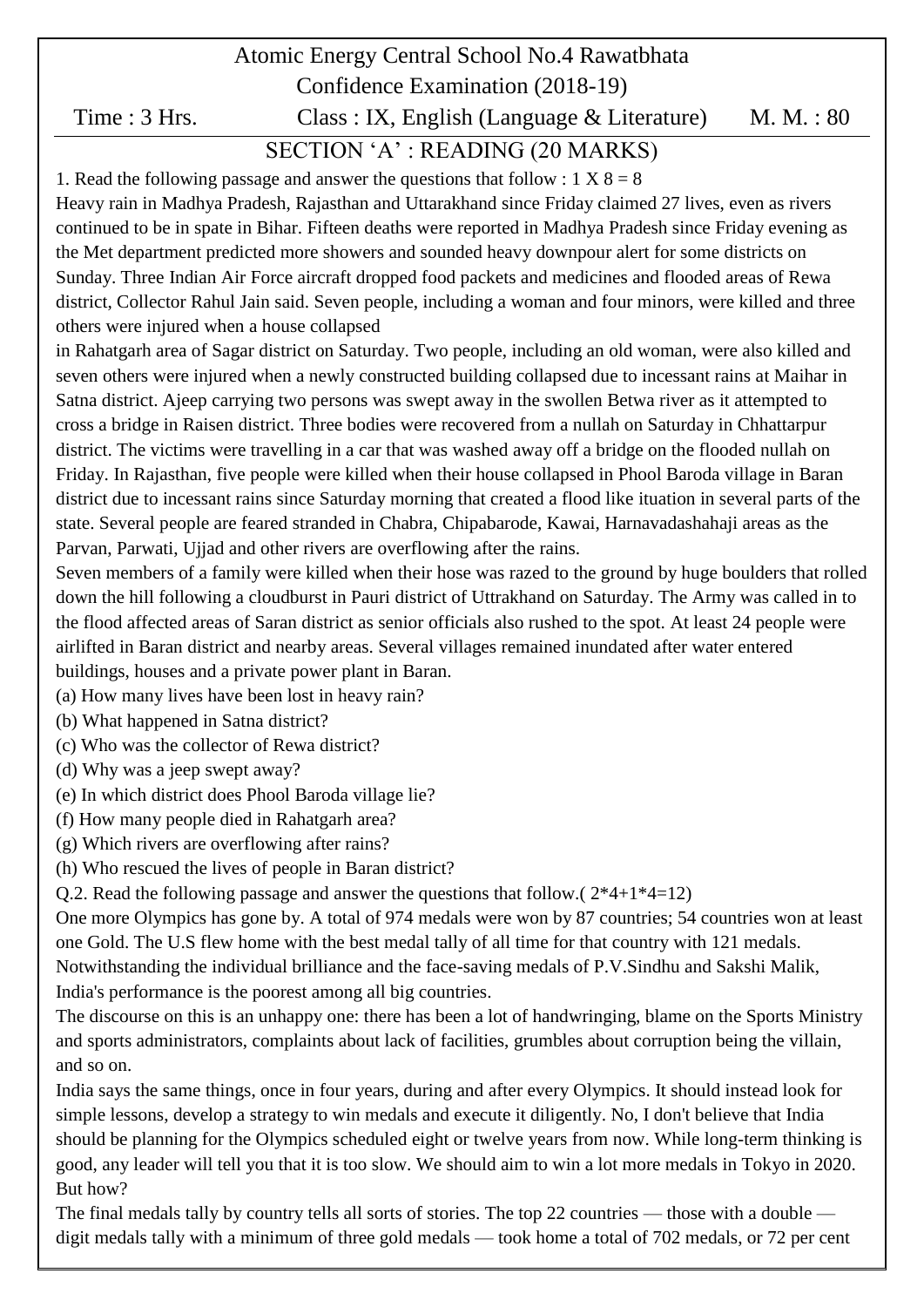# Atomic Energy Central School No.4 Rawatbhata

## Confidence Examination (2018-19)

Time : 3 Hrs. Class : IX, English (Language & Literature) M. M. : 80

## SECTION 'A' : READING (20 MARKS)

1. Read the following passage and answer the questions that follow : 1 X 8 = 8

Heavy rain in Madhya Pradesh, Rajasthan and Uttarakhand since Friday claimed 27 lives, even as rivers continued to be in spate in Bihar. Fifteen deaths were reported in Madhya Pradesh since Friday evening as the Met department predicted more showers and sounded heavy downpour alert for some districts on Sunday. Three Indian Air Force aircraft dropped food packets and medicines and flooded areas of Rewa district, Collector Rahul Jain said. Seven people, including a woman and four minors, were killed and three others were injured when a house collapsed

in Rahatgarh area of Sagar district on Saturday. Two people, including an old woman, were also killed and seven others were injured when a newly constructed building collapsed due to incessant rains at Maihar in Satna district. Ajeep carrying two persons was swept away in the swollen Betwa river as it attempted to cross a bridge in Raisen district. Three bodies were recovered from a nullah on Saturday in Chhattarpur district. The victims were travelling in a car that was washed away off a bridge on the flooded nullah on Friday. In Rajasthan, five people were killed when their house collapsed in Phool Baroda village in Baran district due to incessant rains since Saturday morning that created a flood like ituation in several parts of the state. Several people are feared stranded in Chabra, Chipabarode, Kawai, Harnavadashahaji areas as the Parvan, Parwati, Ujjad and other rivers are overflowing after the rains.

Seven members of a family were killed when their hose was razed to the ground by huge boulders that rolled down the hill following a cloudburst in Pauri district of Uttrakhand on Saturday. The Army was called in to the flood affected areas of Saran district as senior officials also rushed to the spot. At least 24 people were airlifted in Baran district and nearby areas. Several villages remained inundated after water entered buildings, houses and a private power plant in Baran.

(a) How many lives have been lost in heavy rain?

(b) What happened in Satna district?

(c) Who was the collector of Rewa district?

(d) Why was a jeep swept away?

(e) In which district does Phool Baroda village lie?

(f) How many people died in Rahatgarh area?

(g) Which rivers are overflowing after rains?

(h) Who rescued the lives of people in Baran district?

Q.2. Read the following passage and answer the questions that follow.( 2*4+1*4=12)

One more Olympics has gone by. A total of 974 medals were won by 87 countries; 54 countries won at least one Gold. The U.S flew home with the best medal tally of all time for that country with 121 medals. Notwithstanding the individual brilliance and the face-saving medals of P.V.Sindhu and Sakshi Malik, India's performance is the poorest among all big countries.

The discourse on this is an unhappy one: there has been a lot of handwringing, blame on the Sports Ministry and sports administrators, complaints about lack of facilities, grumbles about corruption being the villain, and so on.

India says the same things, once in four years, during and after every Olympics. It should instead look for simple lessons, develop a strategy to win medals and execute it diligently. No, I don't believe that India should be planning for the Olympics scheduled eight or twelve years from now. While long-term thinking is good, any leader will tell you that it is too slow. We should aim to win a lot more medals in Tokyo in 2020. But how?

The final medals tally by country tells all sorts of stories. The top 22 countries — those with a double — digit medals tally with a minimum of three gold medals — took home a total of 702 medals, or 72 per cent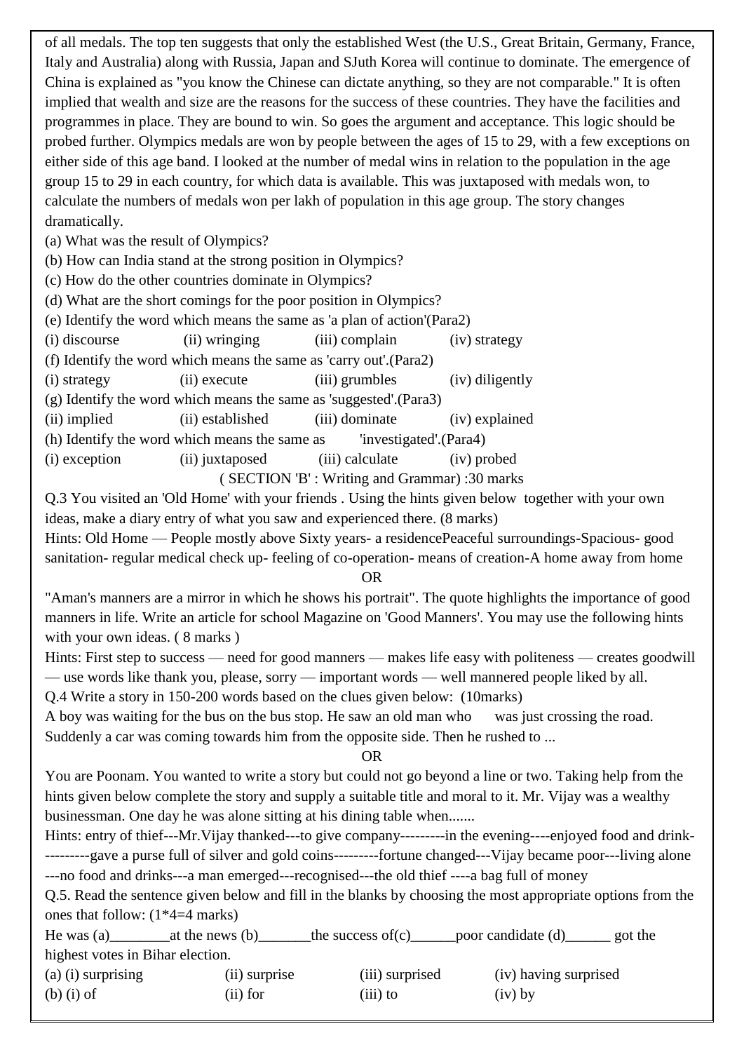of all medals. The top ten suggests that only the established West (the U.S., Great Britain, Germany, France, Italy and Australia) along with Russia, Japan and SJuth Korea will continue to dominate. The emergence of China is explained as "you know the Chinese can dictate anything, so they are not comparable." It is often implied that wealth and size are the reasons for the success of these countries. They have the facilities and programmes in place. They are bound to win. So goes the argument and acceptance. This logic should be probed further. Olympics medals are won by people between the ages of 15 to 29, with a few exceptions on either side of this age band. I looked at the number of medal wins in relation to the population in the age group 15 to 29 in each country, for which data is available. This was juxtaposed with medals won, to calculate the numbers of medals won per lakh of population in this age group. The story changes dramatically.

(a) What was the result of Olympics?

(b) How can India stand at the strong position in Olympics?

(c) How do the other countries dominate in Olympics?

(d) What are the short comings for the poor position in Olympics?

(e) Identify the word which means the same as 'a plan of action'(Para2)

(i) discourse (ii) wringing (iii) complain (iv) strategy

(f) Identify the word which means the same as 'carry out'.(Para2)

(i) strategy (ii) execute (iii) grumbles (iv) diligently

(g) Identify the word which means the same as 'suggested'.(Para3)

(ii) implied (ii) established (iii) dominate (iv) explained

(h) Identify the word which means the same as 'investigated'.(Para4)

(i) exception (ii) juxtaposed (iii) calculate (iv) probed

## ( SECTION 'B' : Writing and Grammar) :30 marks

Q.3 You visited an 'Old Home' with your friends . Using the hints given below together with your own ideas, make a diary entry of what you saw and experienced there. (8 marks)

Hints: Old Home — People mostly above Sixty years- a residencePeaceful surroundings-Spacious- good sanitation- regular medical check up- feeling of co-operation- means of creation-A home away from home

OR

"Aman's manners are a mirror in which he shows his portrait". The quote highlights the importance of good manners in life. Write an article for school Magazine on 'Good Manners'. You may use the following hints with your own ideas. ( 8 marks )

Hints: First step to success — need for good manners — makes life easy with politeness — creates goodwill — use words like thank you, please, sorry — important words — well mannered people liked by all.

Q.4 Write a story in 150-200 words based on the clues given below: (10marks)

A boy was waiting for the bus on the bus stop. He saw an old man who was just crossing the road. Suddenly a car was coming towards him from the opposite side. Then he rushed to ...

OR

You are Poonam. You wanted to write a story but could not go beyond a line or two. Taking help from the hints given below complete the story and supply a suitable title and moral to it. Mr. Vijay was a wealthy businessman. One day he was alone sitting at his dining table when.......

Hints: entry of thief---Mr.Vijay thanked---to give company---------in the evening----enjoyed food and drink----------gave a purse full of silver and gold coins---------fortune changed---Vijay became poor---living alone ---no food and drinks---a man emerged---recognised---the old thief ----a bag full of money

Q.5. Read the sentence given below and fill in the blanks by choosing the most appropriate options from the ones that follow: (1*4=4 marks)

He was (a)________at the news (b)_______the success of(c)______poor candidate (d)______ got the highest votes in Bihar election.

(a) (i) surprising (ii) surprise (iii) surprised (iv) having surprised

(b) (i) of (ii) for (iii) to (iv) by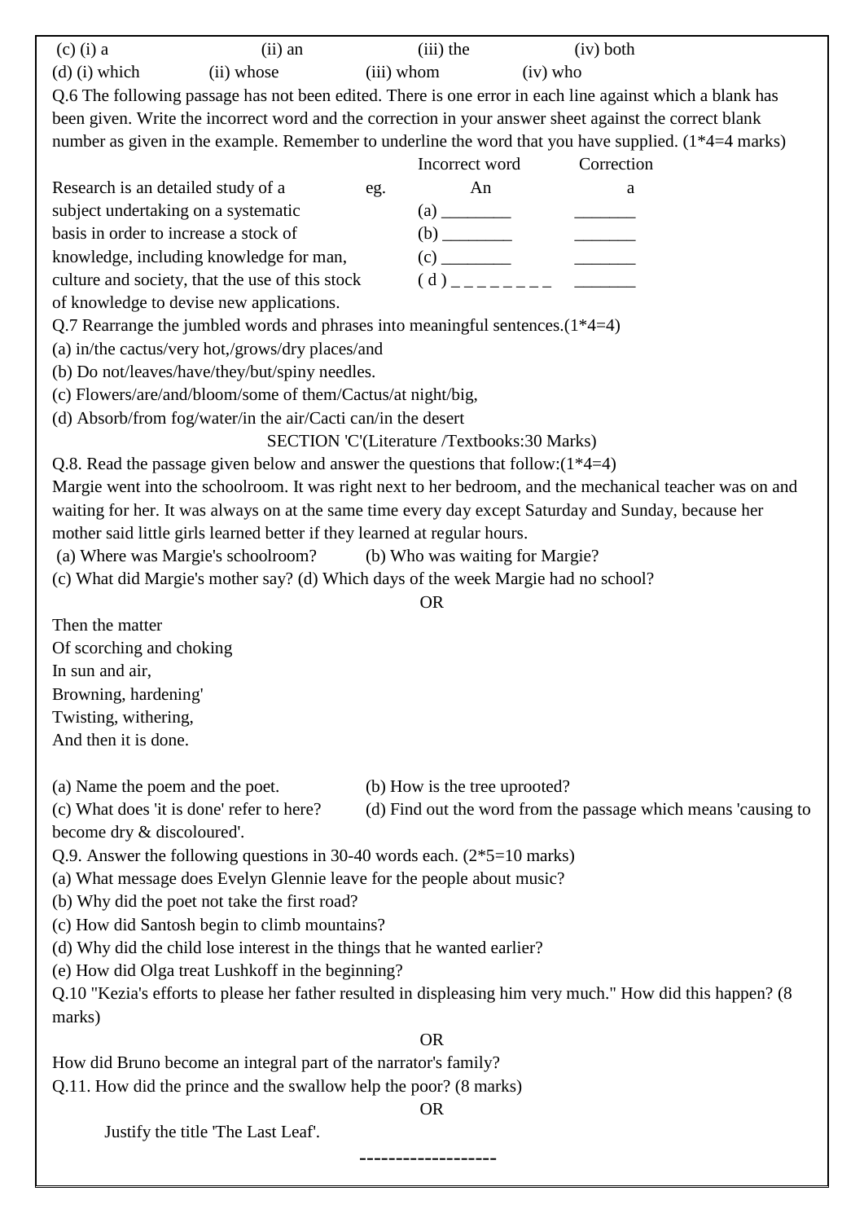(c) (i) a (ii) an (iii) the (iv) both

(d) (i) which (ii) whose (iii) whom (iv) who

Q.6 The following passage has not been edited. There is one error in each line against which a blank has been given. Write the incorrect word and the correction in your answer sheet against the correct blank number as given in the example. Remember to underline the word that you have supplied. (1*4=4 marks)

| | | Incorrect word | Correction |
|---|---|---|---|
| Research is an detailed study of a | eg. | An | a |
| subject undertaking on a systematic | | (a) ________ | _______ |
| basis in order to increase a stock of | | (b) ________ | _______ |
| knowledge, including knowledge for man, | | (c) ________ | _______ |
| culture and society, that the use of this stock | | ( d ) _ _ _ _ _ _ _ _ | _______ |
| of knowledge to devise new applications. | | | |

Q.7 Rearrange the jumbled words and phrases into meaningful sentences.(1*4=4)

(a) in/the cactus/very hot,/grows/dry places/and

(b) Do not/leaves/have/they/but/spiny needles.

(c) Flowers/are/and/bloom/some of them/Cactus/at night/big,

(d) Absorb/from fog/water/in the air/Cacti can/in the desert

SECTION 'C'(Literature /Textbooks:30 Marks)

Q.8. Read the passage given below and answer the questions that follow:(1*4=4)

Margie went into the schoolroom. It was right next to her bedroom, and the mechanical teacher was on and waiting for her. It was always on at the same time every day except Saturday and Sunday, because her mother said little girls learned better if they learned at regular hours.

(a) Where was Margie's schoolroom? (b) Who was waiting for Margie?

(c) What did Margie's mother say? (d) Which days of the week Margie had no school?

OR

Then the matter  
Of scorching and choking  
In sun and air,  
Browning, hardening'  
Twisting, withering,  
And then it is done.

(a) Name the poem and the poet. (b) How is the tree uprooted?

(c) What does 'it is done' refer to here? (d) Find out the word from the passage which means 'causing to become dry & discoloured'.

Q.9. Answer the following questions in 30-40 words each. (2*5=10 marks)

(a) What message does Evelyn Glennie leave for the people about music?

(b) Why did the poet not take the first road?

(c) How did Santosh begin to climb mountains?

(d) Why did the child lose interest in the things that he wanted earlier?

(e) How did Olga treat Lushkoff in the beginning?

Q.10 "Kezia's efforts to please her father resulted in displeasing him very much." How did this happen? (8 marks)

OR

How did Bruno become an integral part of the narrator's family?

Q.11. How did the prince and the swallow help the poor? (8 marks)

OR

Justify the title 'The Last Leaf'.

-------------------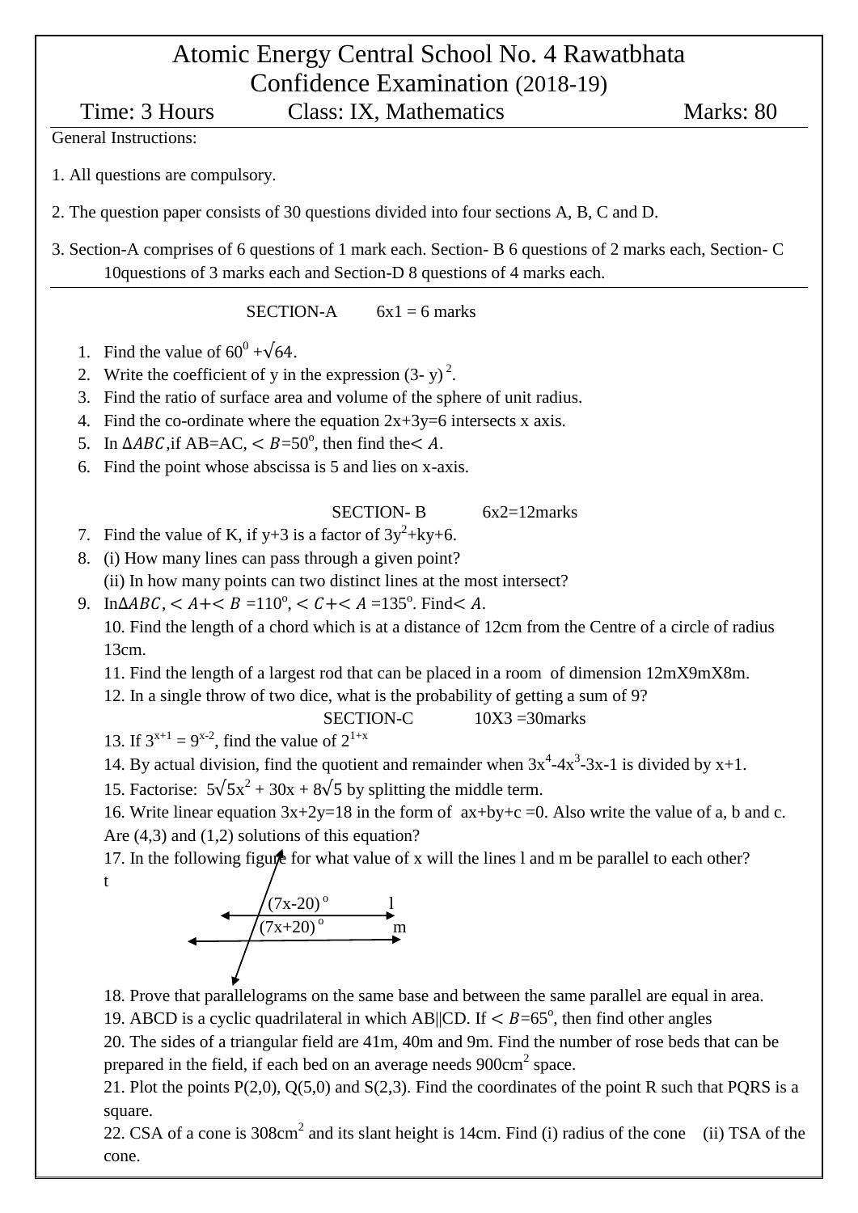# Atomic Energy Central School No. 4 Rawatbhata
## Confidence Examination (2018-19)

Time: 3 Hours | Class: IX, Mathematics | Marks: 80

General Instructions:

1. All questions are compulsory.
2. The question paper consists of 30 questions divided into four sections A, B, C and D.
3. Section-A comprises of 6 questions of 1 mark each. Section- B 6 questions of 2 marks each, Section- C 10questions of 3 marks each and Section-D 8 questions of 4 marks each.

### SECTION-A $6x1 = 6$ marks

1. Find the value of $60^0 + \sqrt{64}$.
2. Write the coefficient of y in the expression $(3- y)^2$.
3. Find the ratio of surface area and volume of the sphere of unit radius.
4. Find the co-ordinate where the equation $2x+3y=6$ intersects x axis.
5. In $\Delta ABC$,if AB=AC, $< B=50^o$, then find the $< A$.
6. Find the point whose abscissa is 5 and lies on x-axis.

### SECTION- B $6x2=12$marks

7. Find the value of K, if y+3 is a factor of $3y^2+ky+6$.
8. (i) How many lines can pass through a given point?
   (ii) In how many points can two distinct lines at the most intersect?
9. In $\Delta ABC$, $< A + < B = 110^o$, $< C + < A = 135^o$. Find $< A$.
10. Find the length of a chord which is at a distance of 12cm from the Centre of a circle of radius 13cm.
11. Find the length of a largest rod that can be placed in a room of dimension 12mX9mX8m.
12. In a single throw of two dice, what is the probability of getting a sum of 9?

### SECTION-C $10X3 = 30$marks

13. If $3^{x+1} = 9^{x-2}$, find the value of $2^{1+x}$
14. By actual division, find the quotient and remainder when $3x^4-4x^3-3x-1$ is divided by x+1.
15. Factorise: $5\sqrt{5}x^2 + 30x + 8\sqrt{5}$ by splitting the middle term.
16. Write linear equation $3x+2y=18$ in the form of $ax+by+c=0$. Also write the value of a, b and c. Are (4,3) and (1,2) solutions of this equation?
17. In the following figure for what value of x will the lines l and m be parallel to each other?

t

$(7x-20)^o$ l

$(7x+20)^o$ m

18. Prove that parallelograms on the same base and between the same parallel are equal in area.
19. ABCD is a cyclic quadrilateral in which AB||CD. If $< B=65^o$, then find other angles
20. The sides of a triangular field are 41m, 40m and 9m. Find the number of rose beds that can be prepared in the field, if each bed on an average needs $900cm^2$ space.
21. Plot the points P(2,0), Q(5,0) and S(2,3). Find the coordinates of the point R such that PQRS is a square.
22. CSA of a cone is $308cm^2$ and its slant height is 14cm. Find (i) radius of the cone (ii) TSA of the cone.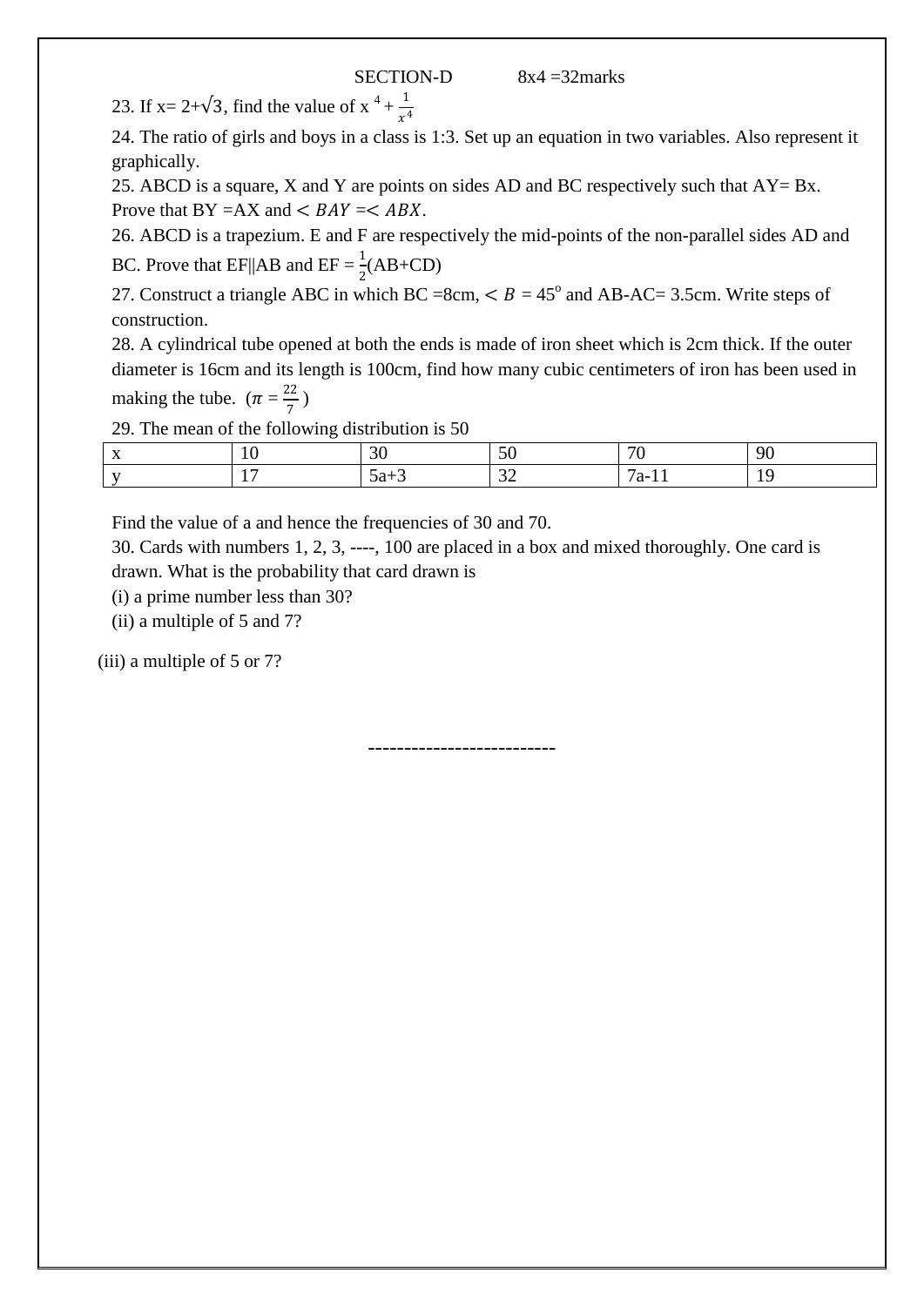SECTION-D 8x4 =32marks

23. If $x = 2+\sqrt{3}$, find the value of $x^4 + \frac{1}{x^4}$

24. The ratio of girls and boys in a class is 1:3. Set up an equation in two variables. Also represent it graphically.

25. ABCD is a square, X and Y are points on sides AD and BC respectively such that AY= Bx. Prove that BY =AX and $< BAY = < ABX$.

26. ABCD is a trapezium. E and F are respectively the mid-points of the non-parallel sides AD and BC. Prove that EF||AB and EF = $\frac{1}{2}$(AB+CD)

27. Construct a triangle ABC in which BC =8cm, $< B = 45^o$ and AB-AC= 3.5cm. Write steps of construction.

28. A cylindrical tube opened at both the ends is made of iron sheet which is 2cm thick. If the outer diameter is 16cm and its length is 100cm, find how many cubic centimeters of iron has been used in making the tube. ($\pi = \frac{22}{7}$)

29. The mean of the following distribution is 50

| x | 10 | 30 | 50 | 70 | 90 |
|---|---|---|---|---|---|
| y | 17 | 5a+3 | 32 | 7a-11 | 19 |

Find the value of a and hence the frequencies of 30 and 70.

30. Cards with numbers 1, 2, 3, ----, 100 are placed in a box and mixed thoroughly. One card is drawn. What is the probability that card drawn is

(i) a prime number less than 30?

(ii) a multiple of 5 and 7?

(iii) a multiple of 5 or 7?

--------------------------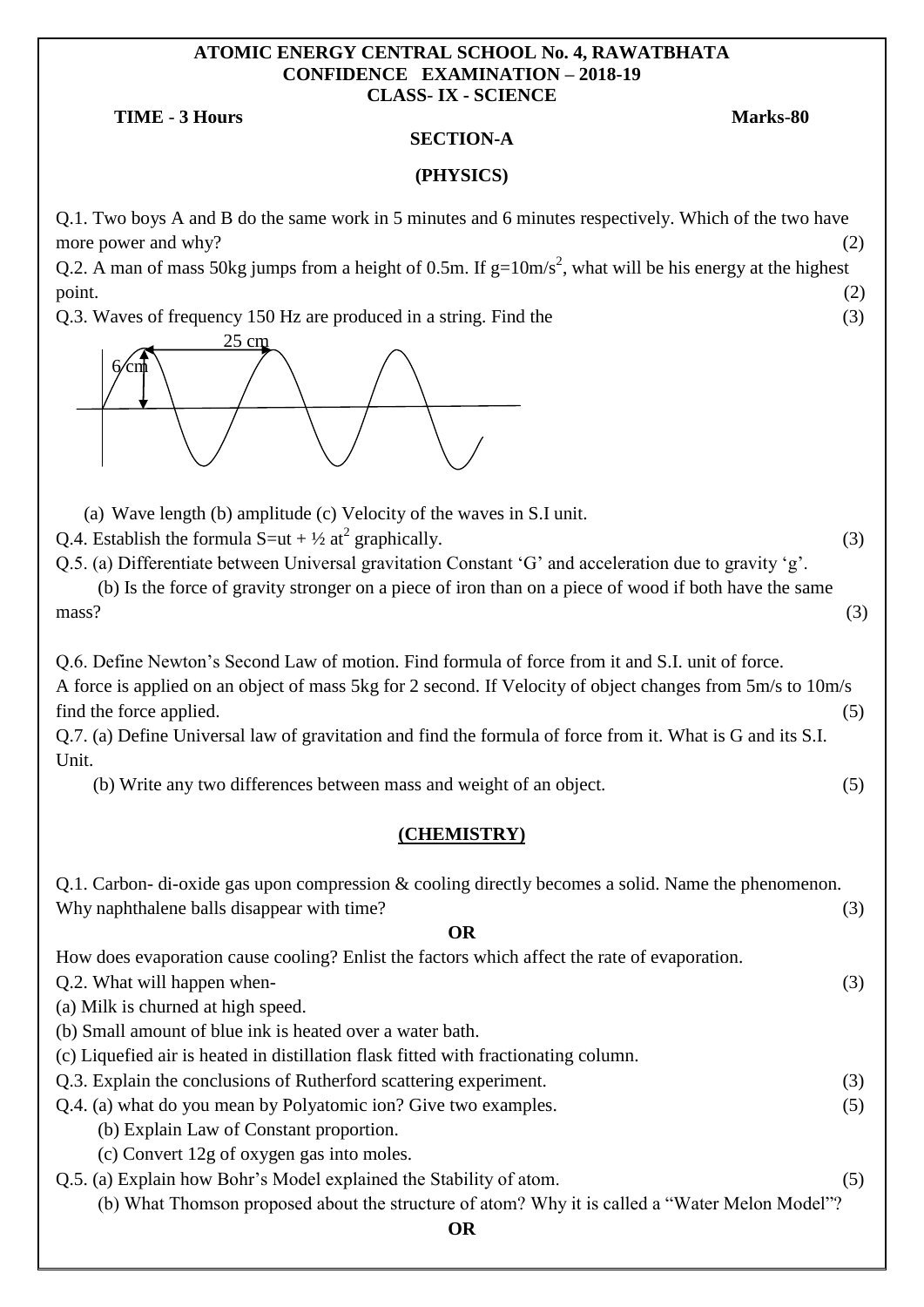**ATOMIC ENERGY CENTRAL SCHOOL No. 4, RAWATBHATA**
**CONFIDENCE EXAMINATION – 2018-19**
**CLASS- IX - SCIENCE**

**TIME - 3 Hours** **Marks-80**

## SECTION-A

### (PHYSICS)

Q.1. Two boys A and B do the same work in 5 minutes and 6 minutes respectively. Which of the two have more power and why? (2)

Q.2. A man of mass 50kg jumps from a height of 0.5m. If $g=10m/s^2$, what will be his energy at the highest point. (2)

Q.3. Waves of frequency 150 Hz are produced in a string. Find the (3)

25 cm

6 cm

(a) Wave length (b) amplitude (c) Velocity of the waves in S.I unit.

Q.4. Establish the formula $S=ut + \frac{1}{2} at^2$ graphically. (3)

Q.5. (a) Differentiate between Universal gravitation Constant 'G' and acceleration due to gravity 'g'.

(b) Is the force of gravity stronger on a piece of iron than on a piece of wood if both have the same mass? (3)

Q.6. Define Newton's Second Law of motion. Find formula of force from it and S.I. unit of force. A force is applied on an object of mass 5kg for 2 second. If Velocity of object changes from 5m/s to 10m/s find the force applied. (5)

Q.7. (a) Define Universal law of gravitation and find the formula of force from it. What is G and its S.I. Unit.

(b) Write any two differences between mass and weight of an object. (5)

### (CHEMISTRY)

Q.1. Carbon- di-oxide gas upon compression & cooling directly becomes a solid. Name the phenomenon. Why naphthalene balls disappear with time? (3)

**OR**

How does evaporation cause cooling? Enlist the factors which affect the rate of evaporation.

Q.2. What will happen when- (3)

(a) Milk is churned at high speed.

(b) Small amount of blue ink is heated over a water bath.

(c) Liquefied air is heated in distillation flask fitted with fractionating column.

Q.3. Explain the conclusions of Rutherford scattering experiment. (3)

Q.4. (a) what do you mean by Polyatomic ion? Give two examples. (5)

(b) Explain Law of Constant proportion.

(c) Convert 12g of oxygen gas into moles.

Q.5. (a) Explain how Bohr's Model explained the Stability of atom. (5)

(b) What Thomson proposed about the structure of atom? Why it is called a "Water Melon Model"?

**OR**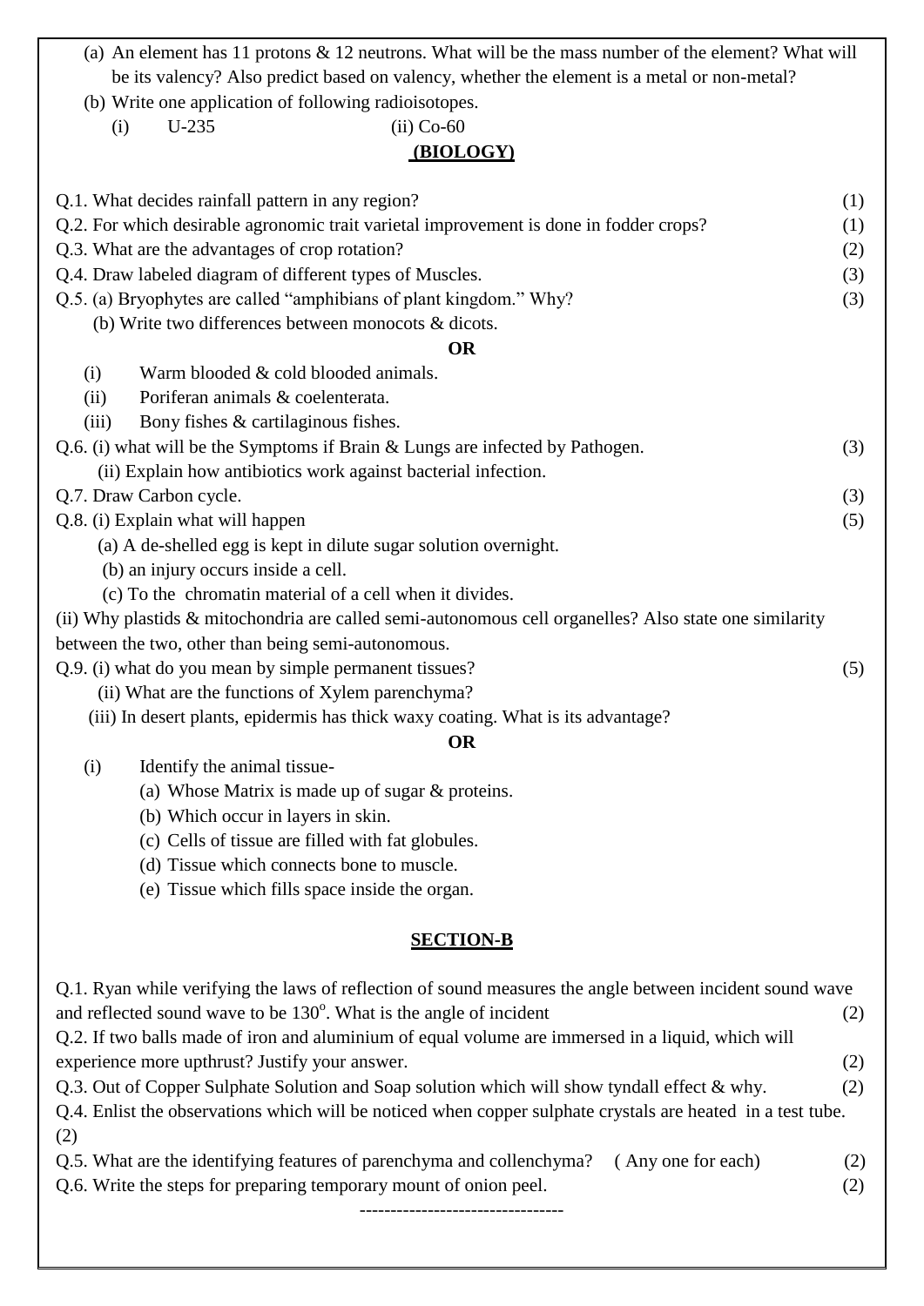(a) An element has 11 protons & 12 neutrons. What will be the mass number of the element? What will be its valency? Also predict based on valency, whether the element is a metal or non-metal?

(b) Write one application of following radioisotopes.

(i) U-235 (ii) Co-60

## (BIOLOGY)

Q.1. What decides rainfall pattern in any region? (1)

Q.2. For which desirable agronomic trait varietal improvement is done in fodder crops? (1)

Q.3. What are the advantages of crop rotation? (2)

Q.4. Draw labeled diagram of different types of Muscles. (3)

Q.5. (a) Bryophytes are called "amphibians of plant kingdom." Why? (3)

(b) Write two differences between monocots & dicots.

**OR**

(i) Warm blooded & cold blooded animals.

(ii) Poriferan animals & coelenterata.

(iii) Bony fishes & cartilaginous fishes.

Q.6. (i) what will be the Symptoms if Brain & Lungs are infected by Pathogen. (3)

(ii) Explain how antibiotics work against bacterial infection.

Q.7. Draw Carbon cycle. (3)

Q.8. (i) Explain what will happen (5)

(a) A de-shelled egg is kept in dilute sugar solution overnight.

(b) an injury occurs inside a cell.

(c) To the chromatin material of a cell when it divides.

(ii) Why plastids & mitochondria are called semi-autonomous cell organelles? Also state one similarity between the two, other than being semi-autonomous.

Q.9. (i) what do you mean by simple permanent tissues? (5)

(ii) What are the functions of Xylem parenchyma?

(iii) In desert plants, epidermis has thick waxy coating. What is its advantage?

**OR**

(i) Identify the animal tissue-

(a) Whose Matrix is made up of sugar & proteins.

(b) Which occur in layers in skin.

(c) Cells of tissue are filled with fat globules.

(d) Tissue which connects bone to muscle.

(e) Tissue which fills space inside the organ.

## SECTION-B

Q.1. Ryan while verifying the laws of reflection of sound measures the angle between incident sound wave and reflected sound wave to be $130^o$. What is the angle of incident (2)

Q.2. If two balls made of iron and aluminium of equal volume are immersed in a liquid, which will experience more upthrust? Justify your answer. (2)

Q.3. Out of Copper Sulphate Solution and Soap solution which will show tyndall effect & why. (2)

Q.4. Enlist the observations which will be noticed when copper sulphate crystals are heated in a test tube. (2)

Q.5. What are the identifying features of parenchyma and collenchyma? ( Any one for each) (2)

Q.6. Write the steps for preparing temporary mount of onion peel. (2)

---------------------------------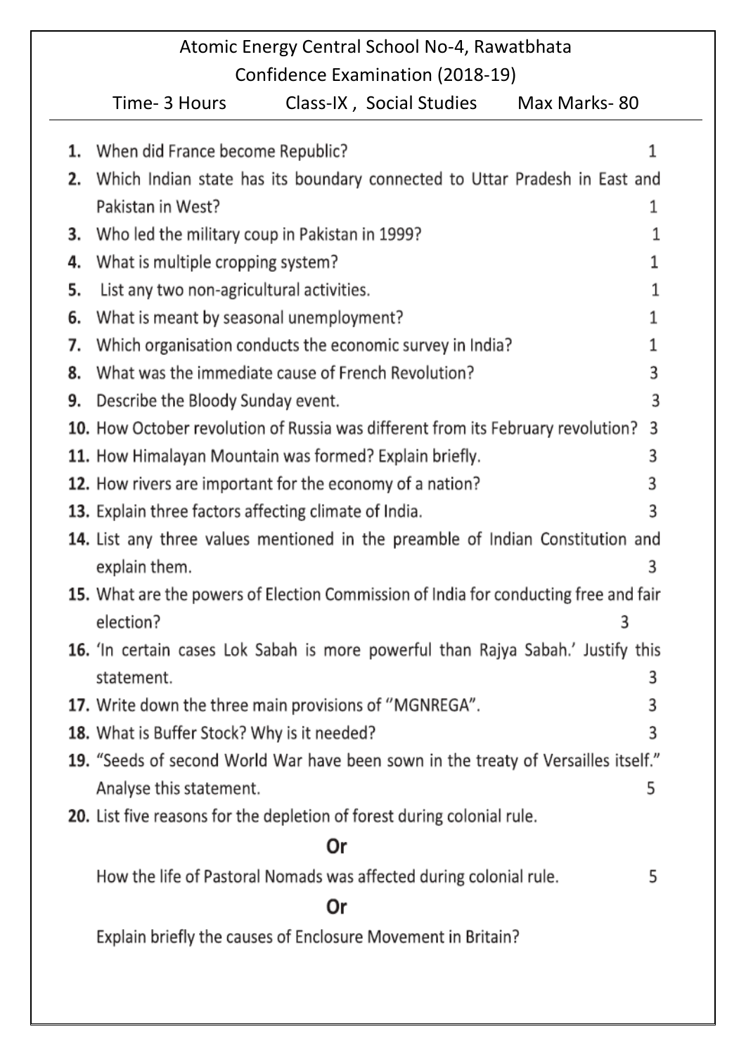# Atomic Energy Central School No-4, Rawatbhata

## Confidence Examination (2018-19)

Time- 3 Hours Class-IX , Social Studies Max Marks- 80

---

1. When did France become Republic? 1
2. Which Indian state has its boundary connected to Uttar Pradesh in East and Pakistan in West? 1
3. Who led the military coup in Pakistan in 1999? 1
4. What is multiple cropping system? 1
5. List any two non-agricultural activities. 1
6. What is meant by seasonal unemployment? 1
7. Which organisation conducts the economic survey in India? 1
8. What was the immediate cause of French Revolution? 3
9. Describe the Bloody Sunday event. 3
10. How October revolution of Russia was different from its February revolution? 3
11. How Himalayan Mountain was formed? Explain briefly. 3
12. How rivers are important for the economy of a nation? 3
13. Explain three factors affecting climate of India. 3
14. List any three values mentioned in the preamble of Indian Constitution and explain them. 3
15. What are the powers of Election Commission of India for conducting free and fair election? 3
16. 'In certain cases Lok Sabah is more powerful than Rajya Sabah.' Justify this statement. 3
17. Write down the three main provisions of ''MGNREGA''. 3
18. What is Buffer Stock? Why is it needed? 3
19. "Seeds of second World War have been sown in the treaty of Versailles itself." Analyse this statement. 5
20. List five reasons for the depletion of forest during colonial rule.

    **Or**

    How the life of Pastoral Nomads was affected during colonial rule. 5

    **Or**

    Explain briefly the causes of Enclosure Movement in Britain?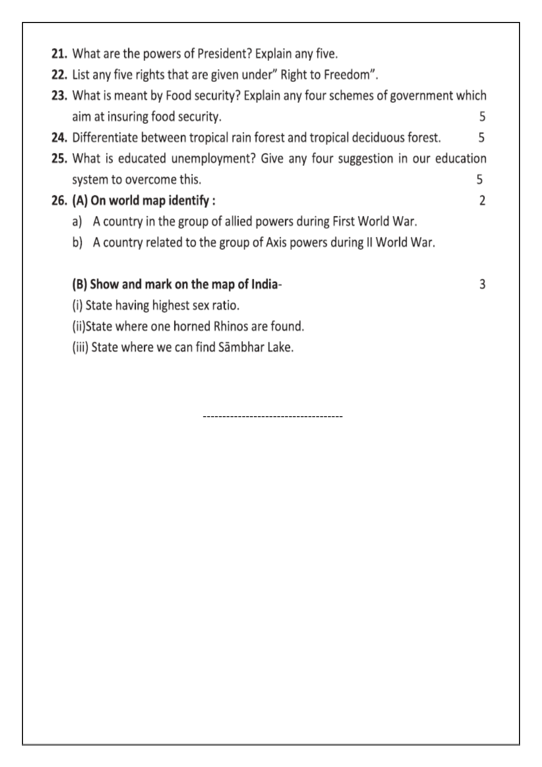**21.** What are the powers of President? Explain any five.

**22.** List any five rights that are given under" Right to Freedom".

**23.** What is meant by Food security? Explain any four schemes of government which aim at insuring food security. 5

**24.** Differentiate between tropical rain forest and tropical deciduous forest. 5

**25.** What is educated unemployment? Give any four suggestion in our education system to overcome this. 5

**26. (A) On world map identify :** 2

a) A country in the group of allied powers during First World War.

b) A country related to the group of Axis powers during II World War.

**(B) Show and mark on the map of India-** 3

(i) State having highest sex ratio.

(ii)State where one horned Rhinos are found.

(iii) State where we can find Sāmbhar Lake.

------------------------------------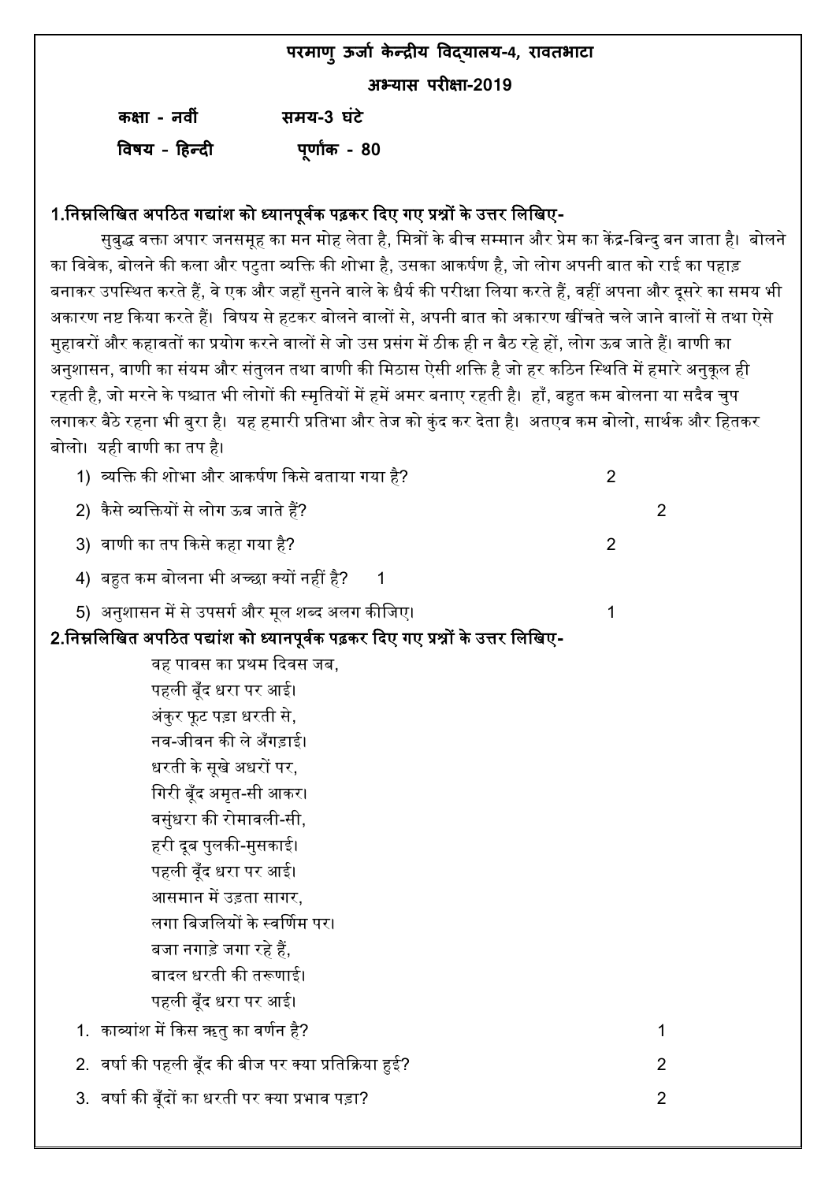# परमाणु ऊर्जा केन्द्रीय विद्यालय-4, रावतभाटा

## अभ्यास परीक्षा-2019

**कक्षा - नवीं** **समय-3 घंटे**

**विषय - हिन्दी** **पूर्णांक - 80**

**1.निम्नलिखित अपठित गद्यांश को ध्यानपूर्वक पढ़कर दिए गए प्रश्नों के उत्तर लिखिए-**

सुबुद्ध वक्ता अपार जनसमूह का मन मोह लेता है, मित्रों के बीच सम्मान और प्रेम का केंद्र-बिन्दु बन जाता है। बोलने का विवेक, बोलने की कला और पटुता व्यक्ति की शोभा है, उसका आकर्षण है, जो लोग अपनी बात को राई का पहाड़ बनाकर उपस्थित करते हैं, वे एक और जहाँ सुनने वाले के धैर्य की परीक्षा लिया करते हैं, वहीं अपना और दूसरे का समय भी अकारण नष्ट किया करते हैं। विषय से हटकर बोलने वालों से, अपनी बात को अकारण खींचते चले जाने वालों से तथा ऐसे मुहावरों और कहावतों का प्रयोग करने वालों से जो उस प्रसंग में ठीक ही न बैठ रहे हों, लोग ऊब जाते हैं। वाणी का अनुशासन, वाणी का संयम और संतुलन तथा वाणी की मिठास ऐसी शक्ति है जो हर कठिन स्थिति में हमारे अनुकूल ही रहती है, जो मरने के पश्चात भी लोगों की स्मृतियों में हमें अमर बनाए रहती है। हाँ, बहुत कम बोलना या सदैव चुप लगाकर बैठे रहना भी बुरा है। यह हमारी प्रतिभा और तेज को कुंद कर देता है। अतएव कम बोलो, सार्थक और हितकर बोलो। यही वाणी का तप है।

1) व्यक्ति की शोभा और आकर्षण किसे बताया गया है? 2
2) कैसे व्यक्तियों से लोग ऊब जाते हैं? 2
3) वाणी का तप किसे कहा गया है? 2
4) बहुत कम बोलना भी अच्छा क्यों नहीं है? 1
5) अनुशासन में से उपसर्ग और मूल शब्द अलग कीजिए। 1

**2.निम्नलिखित अपठित पद्यांश को ध्यानपूर्वक पढ़कर दिए गए प्रश्नों के उत्तर लिखिए-**

वह पावस का प्रथम दिवस जब,  
पहली बूँद धरा पर आई।  
अंकुर फूट पड़ा धरती से,  
नव-जीवन की ले अँगड़ाई।  
धरती के सूखे अधरों पर,  
गिरी बूँद अमृत-सी आकर।  
वसुंधरा की रोमावली-सी,  
हरी दूब पुलकी-मुसकाई।  
पहली बूँद धरा पर आई।  
आसमान में उड़ता सागर,  
लगा बिजलियों के स्वर्णिम पर।  
बजा नगाड़े जगा रहे हैं,  
बादल धरती की तरूणाई।  
पहली बूँद धरा पर आई।

1. काव्यांश में किस ऋतु का वर्णन है? 1
2. वर्षा की पहली बूँद की बीज पर क्या प्रतिक्रिया हुई? 2
3. वर्षा की बूँदों का धरती पर क्या प्रभाव पड़ा? 2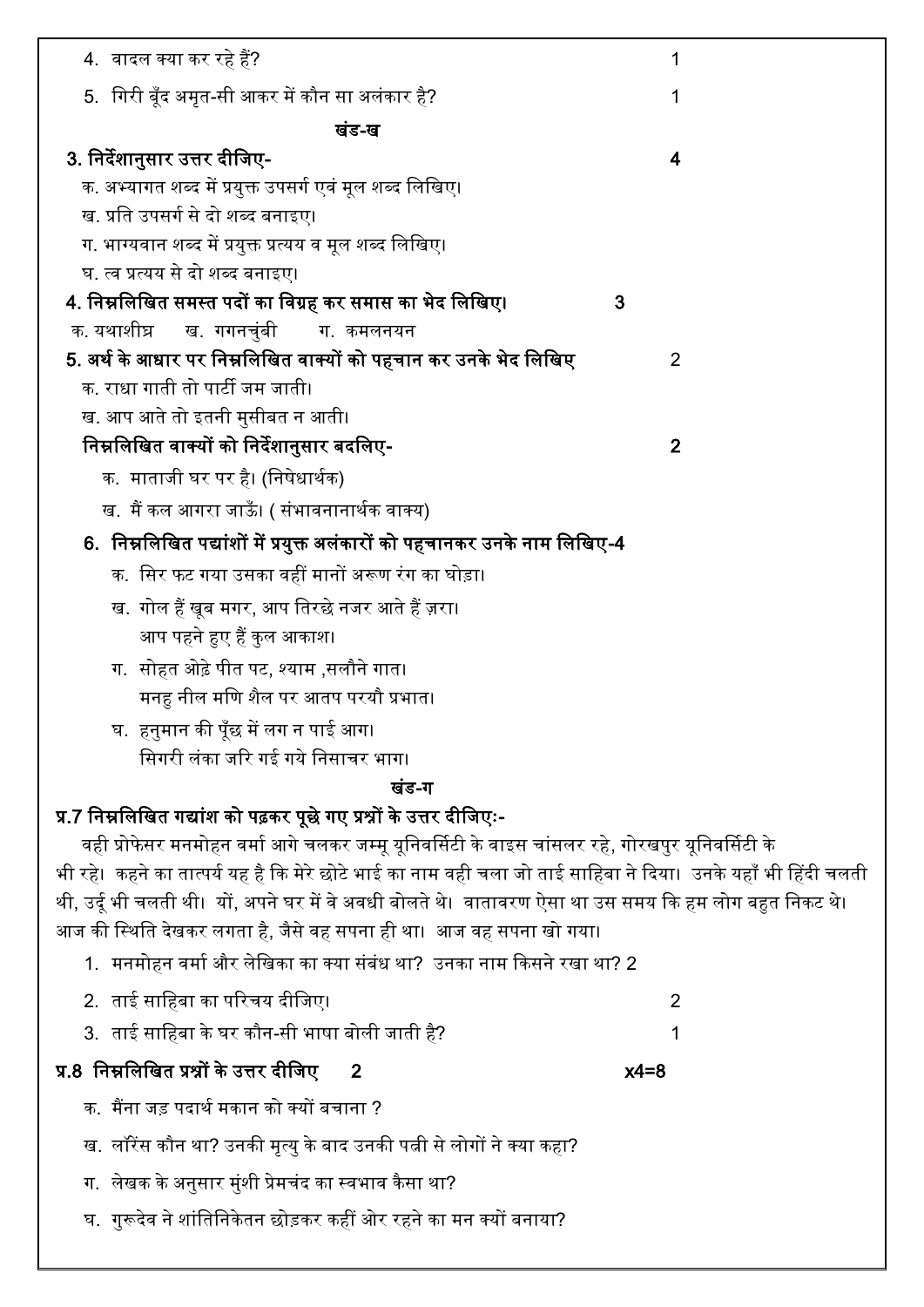4. वादल क्या कर रहे हैं? 1

5. गिरी बूँद अमृत-सी आकर में कौन सा अलंकार है? 1

### खंड-ख

**3. निर्देशानुसार उत्तर दीजिए- 4**

क. अभ्यागत शब्द में प्रयुक्त उपसर्ग एवं मूल शब्द लिखिए।

ख. प्रति उपसर्ग से दो शब्द बनाइए।

ग. भाग्यवान शब्द में प्रयुक्त प्रत्यय व मूल शब्द लिखिए।

घ. त्व प्रत्यय से दो शब्द बनाइए।

**4. निम्नलिखित समस्त पदों का विग्रह कर समास का भेद लिखिए। 3**

क. यथाशीघ्र ख. गगनचुंबी ग. कमलनयन

**5. अर्थ के आधार पर निम्नलिखित वाक्यों को पहचान कर उनके भेद लिखिए 2**

क. राधा गाती तो पार्टी जम जाती।

ख. आप आते तो इतनी मुसीबत न आती।

**निम्नलिखित वाक्यों को निर्देशानुसार बदलिए- 2**

क. माताजी घर पर है। (निषेधार्थक)

ख. मैं कल आगरा जाऊँ। ( संभावनानार्थक वाक्य)

**6. निम्नलिखित पद्यांशों में प्रयुक्त अलंकारों को पहचानकर उनके नाम लिखिए-4**

क. सिर फट गया उसका वहीं मानों अरूण रंग का घोड़ा।

ख. गोल हैं खूब मगर, आप तिरछे नजर आते हैं ज़रा।
आप पहने हुए हैं कुल आकाश।

ग. सोहत ओढ़े पीत पट, श्याम ,सलौने गात।
मनहु नील मणि शैल पर आतप परयौ प्रभात।

घ. हनुमान की पूँछ में लग न पाई आग।
सिगरी लंका जरि गई गये निसाचर भाग।

### खंड-ग

**प्र.7 निम्नलिखित गद्यांश को पढ़कर पूछे गए प्रश्नों के उत्तर दीजिएः-**

वही प्रोफेसर मनमोहन वर्मा आगे चलकर जम्मू यूनिवर्सिटी के वाइस चांसलर रहे, गोरखपुर यूनिवर्सिटी के भी रहे। कहने का तात्पर्य यह है कि मेरे छोटे भाई का नाम वही चला जो ताई साहिबा ने दिया। उनके यहाँ भी हिंदी चलती थी, उर्दू भी चलती थी। यों, अपने घर में वे अवधी बोलते थे। वातावरण ऐसा था उस समय कि हम लोग बहुत निकट थे। आज की स्थिति देखकर लगता है, जैसे वह सपना ही था। आज वह सपना खो गया।

1. मनमोहन वर्मा और लेखिका का क्या संबंध था? उनका नाम किसने रखा था? 2
2. ताई साहिबा का परिचय दीजिए। 2
3. ताई साहिबा के घर कौन-सी भाषा बोली जाती है? 1

**प्र.8 निम्नलिखित प्रश्नों के उत्तर दीजिए 2 x4=8**

क. मैंना जड़ पदार्थ मकान को क्यों बचाना ?

ख. लॉरेंस कौन था? उनकी मृत्यु के बाद उनकी पत्नी से लोगों ने क्या कहा?

ग. लेखक के अनुसार मुंशी प्रेमचंद का स्वभाव कैसा था?

घ. गुरूदेव ने शांतिनिकेतन छोड़कर कहीं ओर रहने का मन क्यों बनाया?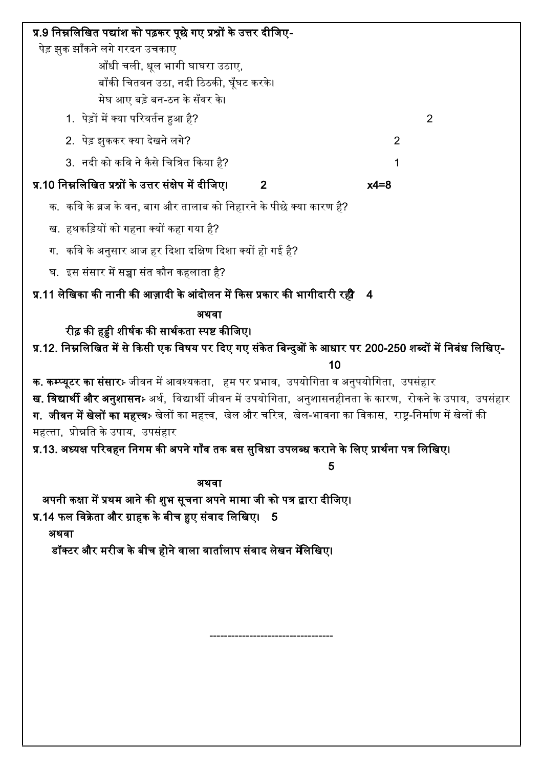**प्र.9 निम्नलिखित पद्यांश को पढ़कर पूछे गए प्रश्नों के उत्तर दीजिए-**

पेड़ झुक झाँकने लगे गरदन उचकाए
आँधी चली, धूल भागी घाघरा उठाए,
बाँकी चितवन उठा, नदी ठिठकी, घूँघट करके।
मेघ आए बड़े बन-ठन के सँवर के।

1. पेड़ों में क्या परिवर्तन हुआ है? 2
2. पेड़ झुककर क्या देखने लगे? 2
3. नदी को कवि ने कैसे चित्रित किया है? 1

**प्र.10 निम्नलिखित प्रश्नों के उत्तर संक्षेप में दीजिए। 2 x4=8**

क. कवि के ब्रज के वन, बाग और तालाब को निहारने के पीछे क्या कारण है?

ख. हथकड़ियों को गहना क्यों कहा गया है?

ग. कवि के अनुसार आज हर दिशा दक्षिण दिशा क्यों हो गई है?

घ. इस संसार में सच्चा संत कौन कहलाता है?

**प्र.11 लेखिका की नानी की आज़ादी के आंदोलन में किस प्रकार की भागीदारी रही? 4**

**अथवा**

**रीढ़ की हड्डी शीर्षक की सार्थकता स्पष्ट कीजिए।**

**प्र.12. निम्नलिखित में से किसी एक विषय पर दिए गए संकेत बिन्दुओं के आधार पर 200-250 शब्दों में निबंध लिखिए- 10**

**क. कम्प्यूटर का संसारः-** जीवन में आवश्यकता, हम पर प्रभाव, उपयोगिता व अनुपयोगिता, उपसंहार

**ख. विद्यार्थी और अनुशासनः-** अर्थ, विद्यार्थी जीवन में उपयोगिता, अनुशासनहीनता के कारण, रोकने के उपाय, उपसंहार

**ग. जीवन में खेलों का महत्त्वः-** खेलों का महत्त्व, खेल और चरित्र, खेल-भावना का विकास, राष्ट्र-निर्माण में खेलों की महत्ता, प्रोन्नति के उपाय, उपसंहार

**प्र.13. अध्यक्ष परिवहन निगम की अपने गाँव तक बस सुविधा उपलब्ध कराने के लिए प्रार्थना पत्र लिखिए। 5**

**अथवा**

**अपनी कक्षा में प्रथम आने की शुभ सूचना अपने मामा जी को पत्र द्वारा दीजिए।**

**प्र.14 फल विक्रेता और ग्राहक के बीच हुए संवाद लिखिए। 5**

**अथवा**

**डॉक्टर और मरीज के बीच होने वाला वार्तालाप संवाद लेखन में लिखिए।**

---------------------------------